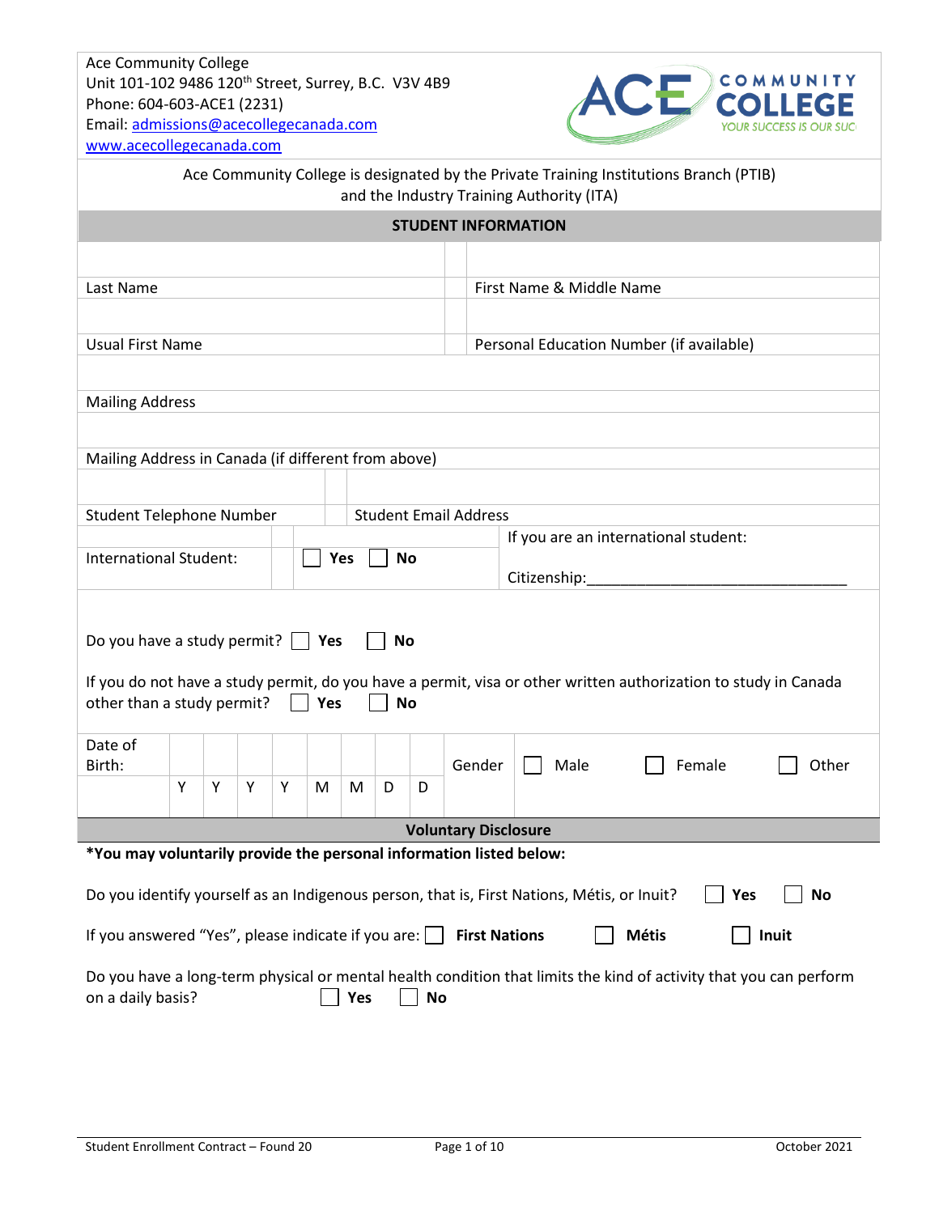Ace Community College
Unit 101-102 9486 120th Street, Surrey, B.C. V3V 4B9
Phone: 604-603-ACE1 (2231)
Email: admissions@acecollegecanada.com
www.acecollegecanada.com

ACE COMMUNITY COLLEGE — YOUR SUCCESS IS OUR SUC

Ace Community College is designated by the Private Training Institutions Branch (PTIB) and the Industry Training Authority (ITA)

## STUDENT INFORMATION

| | |
|---|---|
| | |
| Last Name | First Name & Middle Name |
| | |
| Usual First Name | Personal Education Number (if available) |

Mailing Address

Mailing Address in Canada (if different from above)

| | |
|---|---|
| | |
| Student Telephone Number | Student Email Address |

International Student: ☐ **Yes** ☐ **No**

If you are an international student:

Citizenship:_______________________________

Do you have a study permit? ☐ **Yes** ☐ **No**

If you do not have a study permit, do you have a permit, visa or other written authorization to study in Canada other than a study permit? ☐ **Yes** ☐ **No**

| Date of Birth: | | | | | | | | | Gender | ☐ Male | ☐ Female | ☐ Other |
|---|---|---|---|---|---|---|---|---|---|---|---|---|
| | Y | Y | Y | Y | M | M | D | D | | | | |

## Voluntary Disclosure

**\*You may voluntarily provide the personal information listed below:**

Do you identify yourself as an Indigenous person, that is, First Nations, Métis, or Inuit? ☐ **Yes** ☐ **No**

If you answered "Yes", please indicate if you are: ☐ **First Nations** ☐ **Métis** ☐ **Inuit**

Do you have a long-term physical or mental health condition that limits the kind of activity that you can perform on a daily basis? ☐ **Yes** ☐ **No**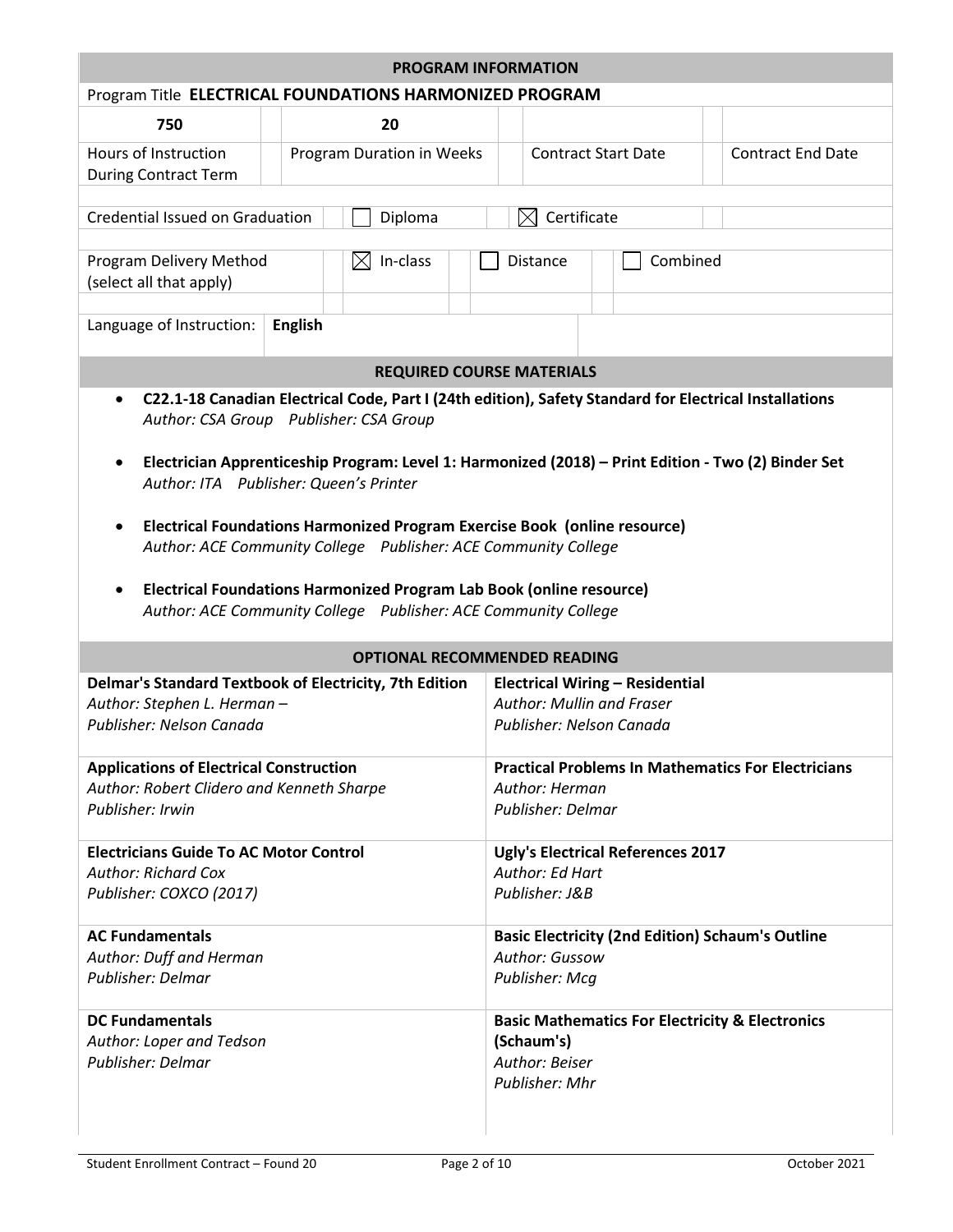## PROGRAM INFORMATION

Program Title **ELECTRICAL FOUNDATIONS HARMONIZED PROGRAM**

| 750 | 20 | | |
|---|---|---|---|
| Hours of Instruction During Contract Term | Program Duration in Weeks | Contract Start Date | Contract End Date |

Credential Issued on Graduation: ☐ Diploma ☒ Certificate

Program Delivery Method (select all that apply): ☒ In-class ☐ Distance ☐ Combined

Language of Instruction: **English**

## REQUIRED COURSE MATERIALS

- **C22.1-18 Canadian Electrical Code, Part I (24th edition), Safety Standard for Electrical Installations**
  *Author: CSA Group Publisher: CSA Group*

- **Electrician Apprenticeship Program: Level 1: Harmonized (2018) – Print Edition - Two (2) Binder Set**
  *Author: ITA Publisher: Queen's Printer*

- **Electrical Foundations Harmonized Program Exercise Book (online resource)**
  *Author: ACE Community College Publisher: ACE Community College*

- **Electrical Foundations Harmonized Program Lab Book (online resource)**
  *Author: ACE Community College Publisher: ACE Community College*

## OPTIONAL RECOMMENDED READING

| | |
|---|---|
| **Delmar's Standard Textbook of Electricity, 7th Edition**<br>*Author: Stephen L. Herman –*<br>*Publisher: Nelson Canada* | **Electrical Wiring – Residential**<br>*Author: Mullin and Fraser*<br>*Publisher: Nelson Canada* |
| **Applications of Electrical Construction**<br>*Author: Robert Clidero and Kenneth Sharpe*<br>*Publisher: Irwin* | **Practical Problems In Mathematics For Electricians**<br>*Author: Herman*<br>*Publisher: Delmar* |
| **Electricians Guide To AC Motor Control**<br>*Author: Richard Cox*<br>*Publisher: COXCO (2017)* | **Ugly's Electrical References 2017**<br>*Author: Ed Hart*<br>*Publisher: J&B* |
| **AC Fundamentals**<br>*Author: Duff and Herman*<br>*Publisher: Delmar* | **Basic Electricity (2nd Edition) Schaum's Outline**<br>*Author: Gussow*<br>*Publisher: Mcg* |
| **DC Fundamentals**<br>*Author: Loper and Tedson*<br>*Publisher: Delmar* | **Basic Mathematics For Electricity & Electronics (Schaum's)**<br>*Author: Beiser*<br>*Publisher: Mhr* |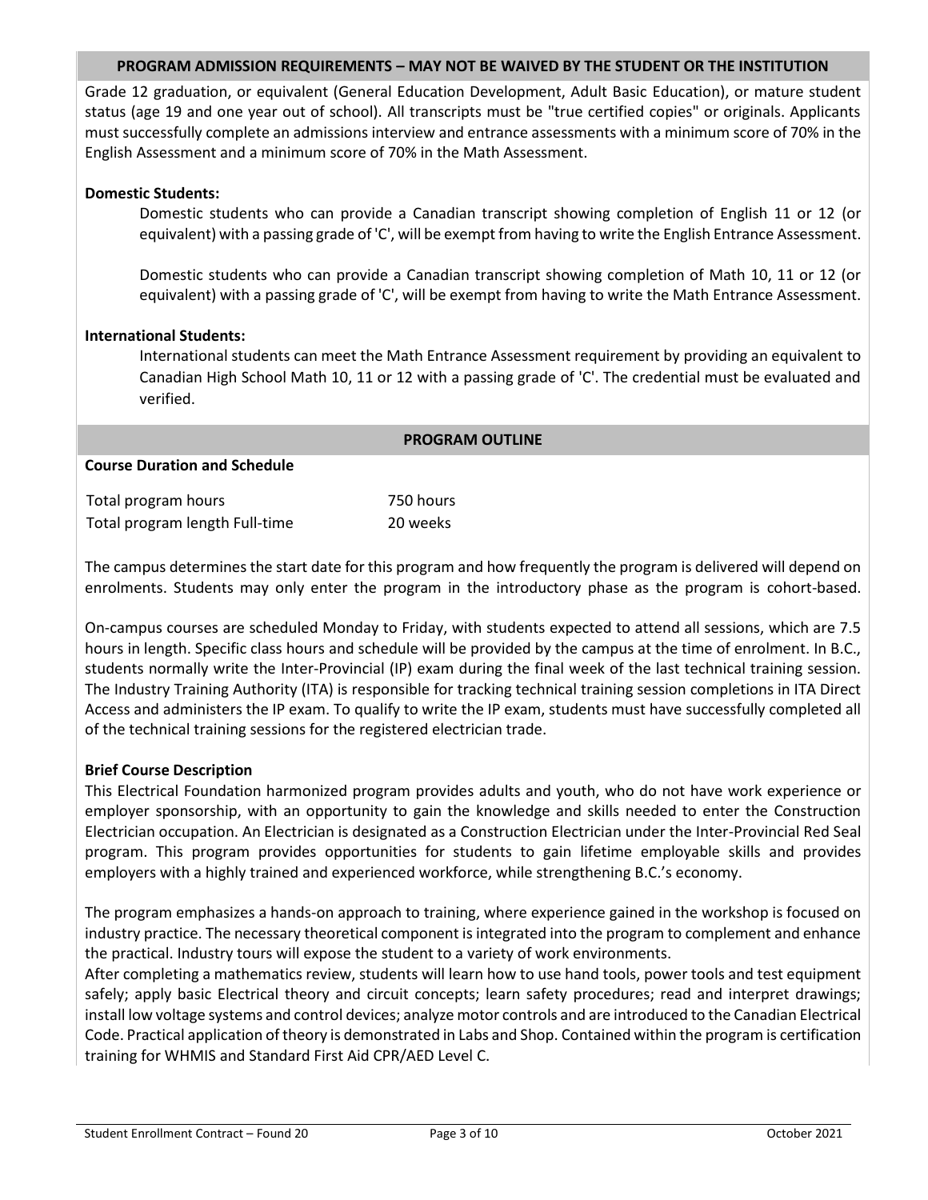## PROGRAM ADMISSION REQUIREMENTS – MAY NOT BE WAIVED BY THE STUDENT OR THE INSTITUTION

Grade 12 graduation, or equivalent (General Education Development, Adult Basic Education), or mature student status (age 19 and one year out of school). All transcripts must be "true certified copies" or originals. Applicants must successfully complete an admissions interview and entrance assessments with a minimum score of 70% in the English Assessment and a minimum score of 70% in the Math Assessment.

**Domestic Students:**

Domestic students who can provide a Canadian transcript showing completion of English 11 or 12 (or equivalent) with a passing grade of 'C', will be exempt from having to write the English Entrance Assessment.

Domestic students who can provide a Canadian transcript showing completion of Math 10, 11 or 12 (or equivalent) with a passing grade of 'C', will be exempt from having to write the Math Entrance Assessment.

**International Students:**

International students can meet the Math Entrance Assessment requirement by providing an equivalent to Canadian High School Math 10, 11 or 12 with a passing grade of 'C'. The credential must be evaluated and verified.

## PROGRAM OUTLINE

**Course Duration and Schedule**

| | |
|---|---|
| Total program hours | 750 hours |
| Total program length Full-time | 20 weeks |

The campus determines the start date for this program and how frequently the program is delivered will depend on enrolments. Students may only enter the program in the introductory phase as the program is cohort-based.

On-campus courses are scheduled Monday to Friday, with students expected to attend all sessions, which are 7.5 hours in length. Specific class hours and schedule will be provided by the campus at the time of enrolment. In B.C., students normally write the Inter-Provincial (IP) exam during the final week of the last technical training session. The Industry Training Authority (ITA) is responsible for tracking technical training session completions in ITA Direct Access and administers the IP exam. To qualify to write the IP exam, students must have successfully completed all of the technical training sessions for the registered electrician trade.

**Brief Course Description**

This Electrical Foundation harmonized program provides adults and youth, who do not have work experience or employer sponsorship, with an opportunity to gain the knowledge and skills needed to enter the Construction Electrician occupation. An Electrician is designated as a Construction Electrician under the Inter-Provincial Red Seal program. This program provides opportunities for students to gain lifetime employable skills and provides employers with a highly trained and experienced workforce, while strengthening B.C.'s economy.

The program emphasizes a hands-on approach to training, where experience gained in the workshop is focused on industry practice. The necessary theoretical component is integrated into the program to complement and enhance the practical. Industry tours will expose the student to a variety of work environments.

After completing a mathematics review, students will learn how to use hand tools, power tools and test equipment safely; apply basic Electrical theory and circuit concepts; learn safety procedures; read and interpret drawings; install low voltage systems and control devices; analyze motor controls and are introduced to the Canadian Electrical Code. Practical application of theory is demonstrated in Labs and Shop. Contained within the program is certification training for WHMIS and Standard First Aid CPR/AED Level C.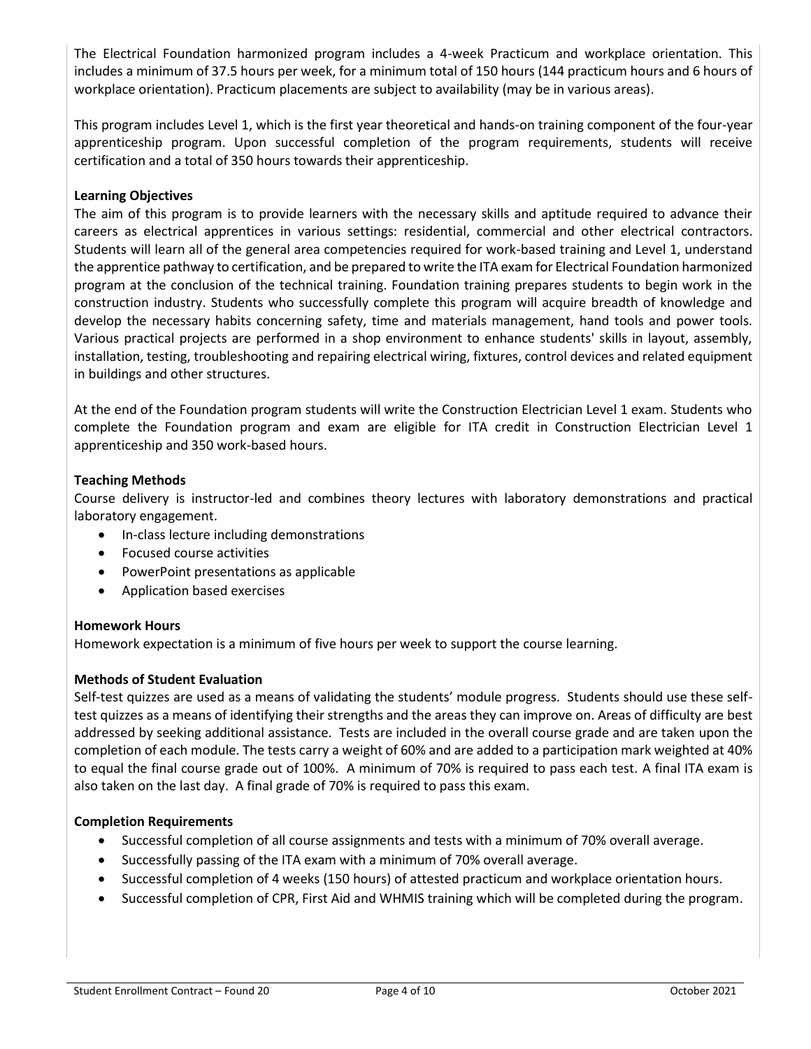The Electrical Foundation harmonized program includes a 4-week Practicum and workplace orientation. This includes a minimum of 37.5 hours per week, for a minimum total of 150 hours (144 practicum hours and 6 hours of workplace orientation). Practicum placements are subject to availability (may be in various areas).

This program includes Level 1, which is the first year theoretical and hands-on training component of the four-year apprenticeship program. Upon successful completion of the program requirements, students will receive certification and a total of 350 hours towards their apprenticeship.

**Learning Objectives**

The aim of this program is to provide learners with the necessary skills and aptitude required to advance their careers as electrical apprentices in various settings: residential, commercial and other electrical contractors. Students will learn all of the general area competencies required for work-based training and Level 1, understand the apprentice pathway to certification, and be prepared to write the ITA exam for Electrical Foundation harmonized program at the conclusion of the technical training. Foundation training prepares students to begin work in the construction industry. Students who successfully complete this program will acquire breadth of knowledge and develop the necessary habits concerning safety, time and materials management, hand tools and power tools. Various practical projects are performed in a shop environment to enhance students' skills in layout, assembly, installation, testing, troubleshooting and repairing electrical wiring, fixtures, control devices and related equipment in buildings and other structures.

At the end of the Foundation program students will write the Construction Electrician Level 1 exam. Students who complete the Foundation program and exam are eligible for ITA credit in Construction Electrician Level 1 apprenticeship and 350 work-based hours.

**Teaching Methods**

Course delivery is instructor-led and combines theory lectures with laboratory demonstrations and practical laboratory engagement.

- In-class lecture including demonstrations
- Focused course activities
- PowerPoint presentations as applicable
- Application based exercises

**Homework Hours**

Homework expectation is a minimum of five hours per week to support the course learning.

**Methods of Student Evaluation**

Self-test quizzes are used as a means of validating the students' module progress. Students should use these self-test quizzes as a means of identifying their strengths and the areas they can improve on. Areas of difficulty are best addressed by seeking additional assistance. Tests are included in the overall course grade and are taken upon the completion of each module. The tests carry a weight of 60% and are added to a participation mark weighted at 40% to equal the final course grade out of 100%. A minimum of 70% is required to pass each test. A final ITA exam is also taken on the last day. A final grade of 70% is required to pass this exam.

**Completion Requirements**

- Successful completion of all course assignments and tests with a minimum of 70% overall average.
- Successfully passing of the ITA exam with a minimum of 70% overall average.
- Successful completion of 4 weeks (150 hours) of attested practicum and workplace orientation hours.
- Successful completion of CPR, First Aid and WHMIS training which will be completed during the program.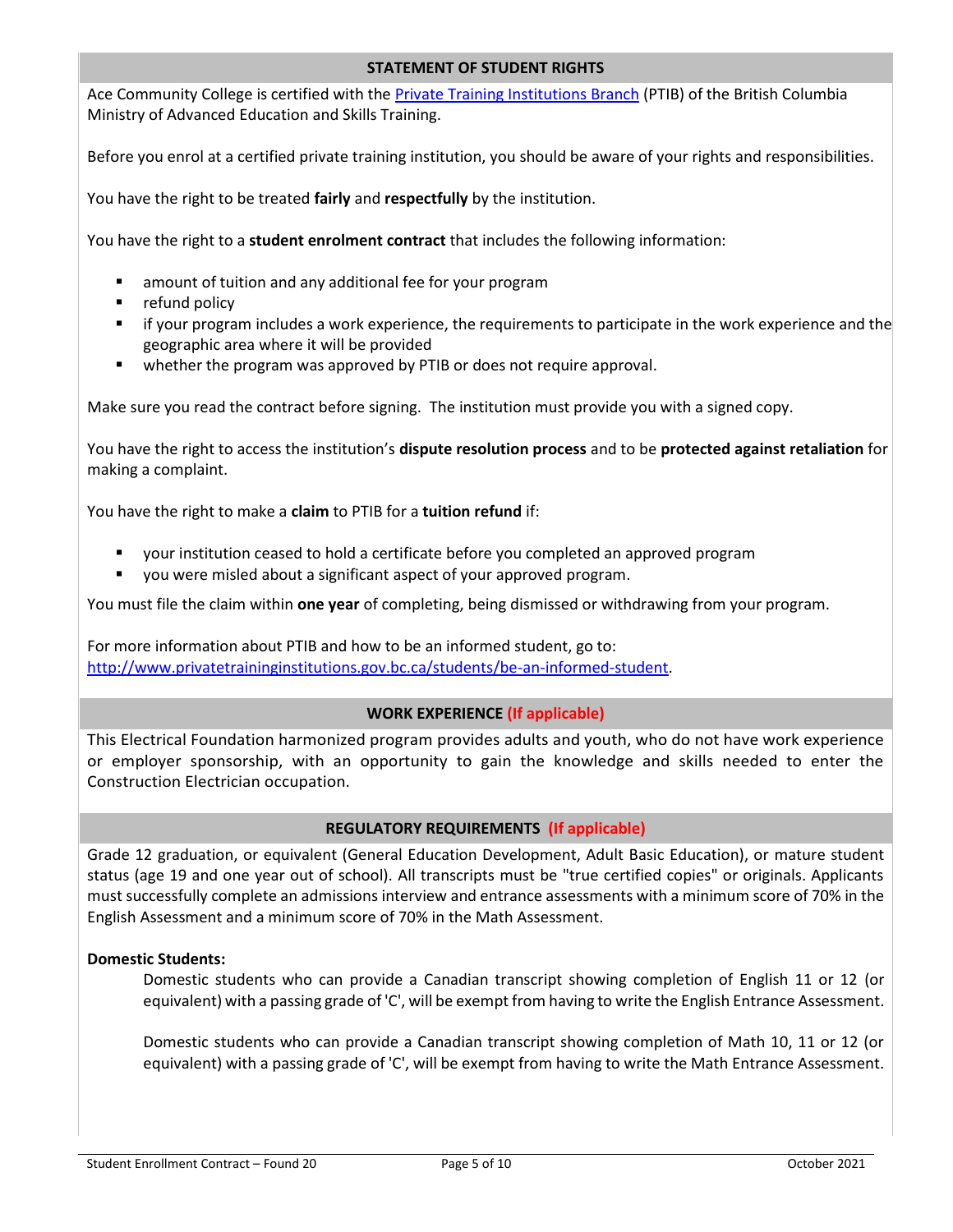## STATEMENT OF STUDENT RIGHTS

Ace Community College is certified with the [Private Training Institutions Branch](http://www.privatetraininginstitutions.gov.bc.ca) (PTIB) of the British Columbia Ministry of Advanced Education and Skills Training.

Before you enrol at a certified private training institution, you should be aware of your rights and responsibilities.

You have the right to be treated **fairly** and **respectfully** by the institution.

You have the right to a **student enrolment contract** that includes the following information:

- amount of tuition and any additional fee for your program
- refund policy
- if your program includes a work experience, the requirements to participate in the work experience and the geographic area where it will be provided
- whether the program was approved by PTIB or does not require approval.

Make sure you read the contract before signing. The institution must provide you with a signed copy.

You have the right to access the institution's **dispute resolution process** and to be **protected against retaliation** for making a complaint.

You have the right to make a **claim** to PTIB for a **tuition refund** if:

- your institution ceased to hold a certificate before you completed an approved program
- you were misled about a significant aspect of your approved program.

You must file the claim within **one year** of completing, being dismissed or withdrawing from your program.

For more information about PTIB and how to be an informed student, go to: [http://www.privatetraininginstitutions.gov.bc.ca/students/be-an-informed-student](http://www.privatetraininginstitutions.gov.bc.ca/students/be-an-informed-student).

## WORK EXPERIENCE (If applicable)

This Electrical Foundation harmonized program provides adults and youth, who do not have work experience or employer sponsorship, with an opportunity to gain the knowledge and skills needed to enter the Construction Electrician occupation.

## REGULATORY REQUIREMENTS (If applicable)

Grade 12 graduation, or equivalent (General Education Development, Adult Basic Education), or mature student status (age 19 and one year out of school). All transcripts must be "true certified copies" or originals. Applicants must successfully complete an admissions interview and entrance assessments with a minimum score of 70% in the English Assessment and a minimum score of 70% in the Math Assessment.

**Domestic Students:**

Domestic students who can provide a Canadian transcript showing completion of English 11 or 12 (or equivalent) with a passing grade of 'C', will be exempt from having to write the English Entrance Assessment.

Domestic students who can provide a Canadian transcript showing completion of Math 10, 11 or 12 (or equivalent) with a passing grade of 'C', will be exempt from having to write the Math Entrance Assessment.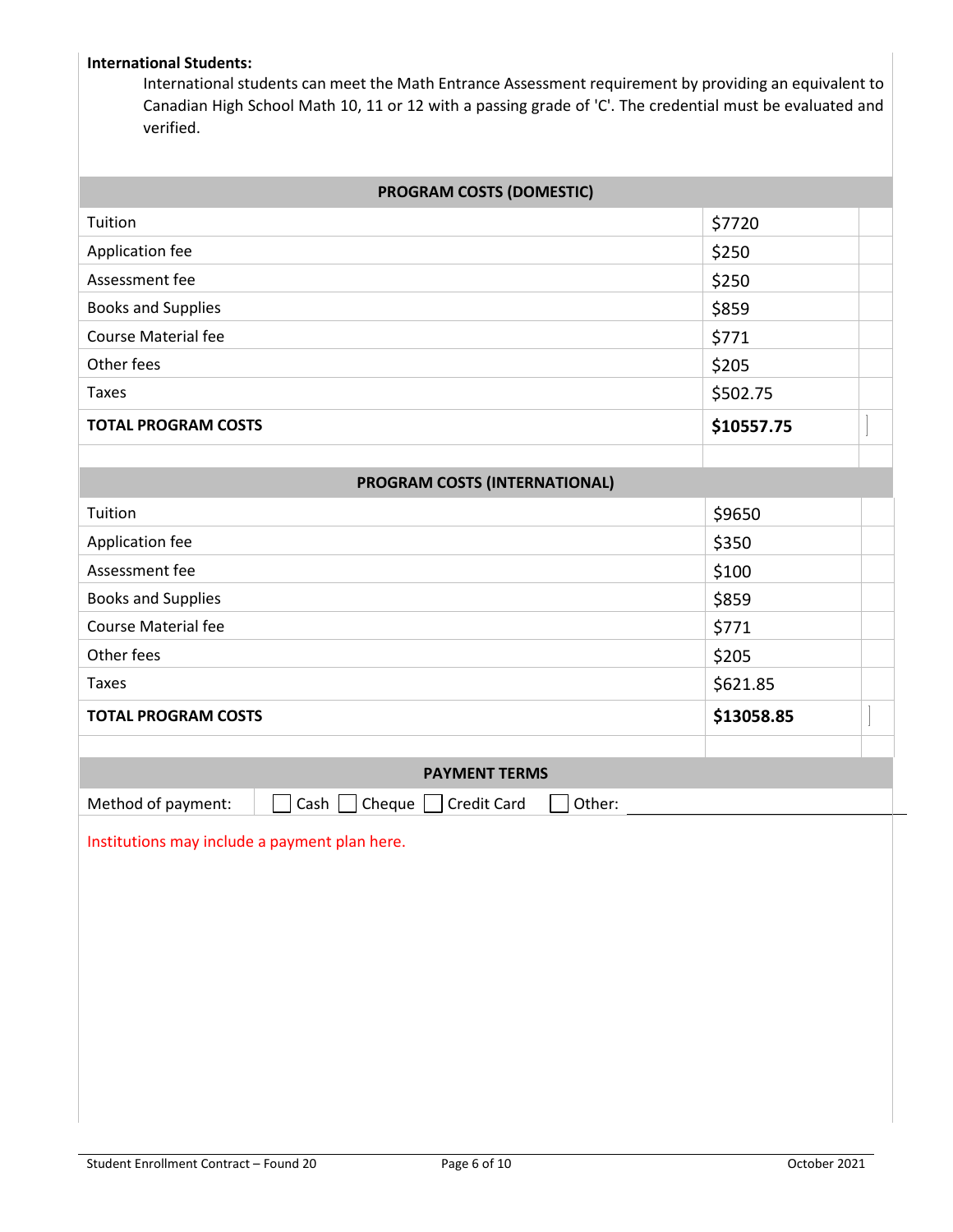**International Students:**

International students can meet the Math Entrance Assessment requirement by providing an equivalent to Canadian High School Math 10, 11 or 12 with a passing grade of 'C'. The credential must be evaluated and verified.

| PROGRAM COSTS (DOMESTIC) | |
|---|---|
| Tuition | $7720 |
| Application fee | $250 |
| Assessment fee | $250 |
| Books and Supplies | $859 |
| Course Material fee | $771 |
| Other fees | $205 |
| Taxes | $502.75 |
| **TOTAL PROGRAM COSTS** | **$10557.75** |

| PROGRAM COSTS (INTERNATIONAL) | |
|---|---|
| Tuition | $9650 |
| Application fee | $350 |
| Assessment fee | $100 |
| Books and Supplies | $859 |
| Course Material fee | $771 |
| Other fees | $205 |
| Taxes | $621.85 |
| **TOTAL PROGRAM COSTS** | **$13058.85** |

**PAYMENT TERMS**

Method of payment: ☐ Cash ☐ Cheque ☐ Credit Card ☐ Other: \_\_\_\_\_\_\_\_\_\_\_\_\_\_\_\_

Institutions may include a payment plan here.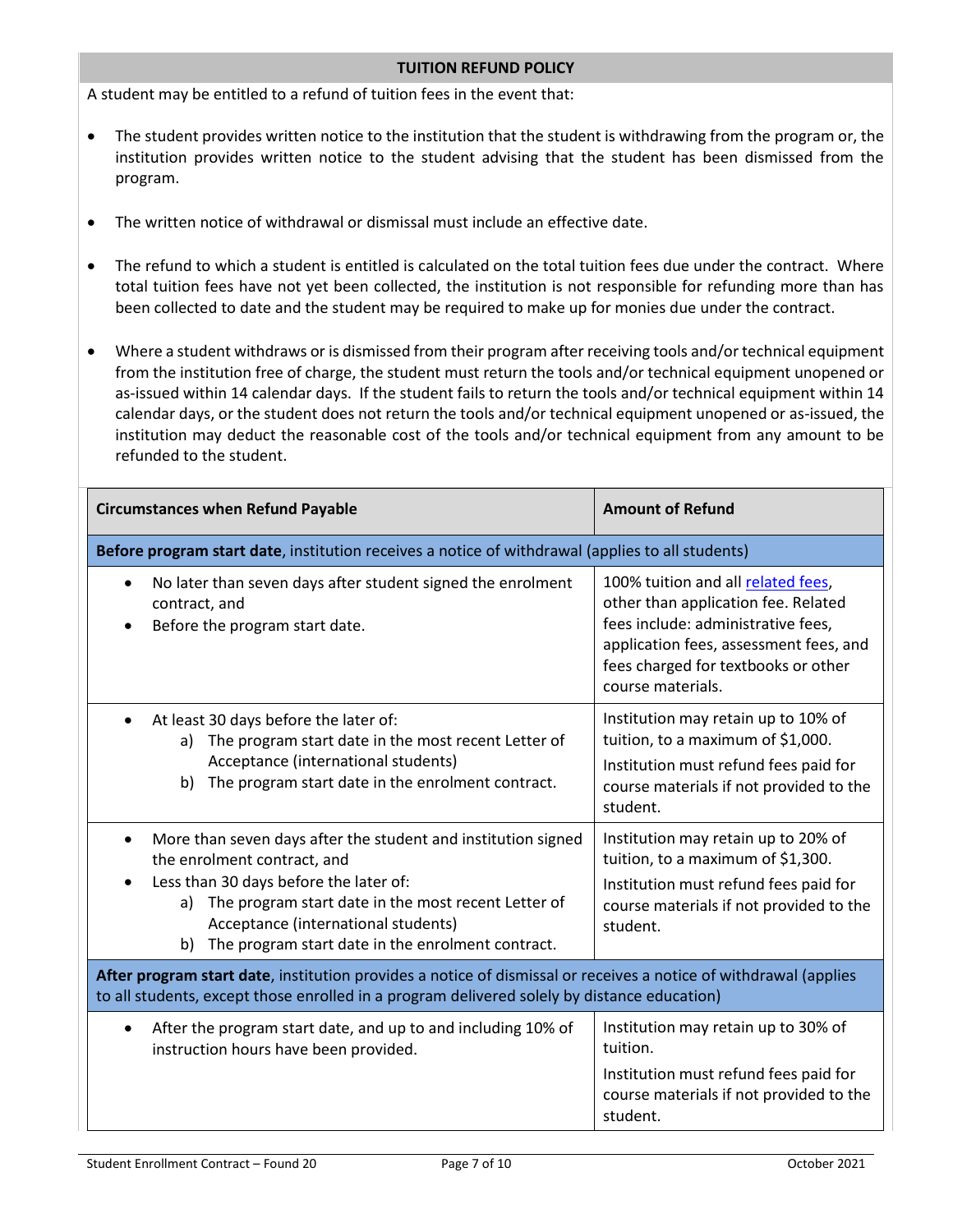## TUITION REFUND POLICY

A student may be entitled to a refund of tuition fees in the event that:

- The student provides written notice to the institution that the student is withdrawing from the program or, the institution provides written notice to the student advising that the student has been dismissed from the program.
- The written notice of withdrawal or dismissal must include an effective date.
- The refund to which a student is entitled is calculated on the total tuition fees due under the contract. Where total tuition fees have not yet been collected, the institution is not responsible for refunding more than has been collected to date and the student may be required to make up for monies due under the contract.
- Where a student withdraws or is dismissed from their program after receiving tools and/or technical equipment from the institution free of charge, the student must return the tools and/or technical equipment unopened or as-issued within 14 calendar days. If the student fails to return the tools and/or technical equipment within 14 calendar days, or the student does not return the tools and/or technical equipment unopened or as-issued, the institution may deduct the reasonable cost of the tools and/or technical equipment from any amount to be refunded to the student.

| **Circumstances when Refund Payable** | **Amount of Refund** |
|---|---|
| **Before program start date**, institution receives a notice of withdrawal (applies to all students) | |
| • No later than seven days after student signed the enrolment contract, and<br>• Before the program start date. | 100% tuition and all related fees, other than application fee. Related fees include: administrative fees, application fees, assessment fees, and fees charged for textbooks or other course materials. |
| • At least 30 days before the later of:<br>a) The program start date in the most recent Letter of Acceptance (international students)<br>b) The program start date in the enrolment contract. | Institution may retain up to 10% of tuition, to a maximum of $1,000.<br>Institution must refund fees paid for course materials if not provided to the student. |
| • More than seven days after the student and institution signed the enrolment contract, and<br>• Less than 30 days before the later of:<br>a) The program start date in the most recent Letter of Acceptance (international students)<br>b) The program start date in the enrolment contract. | Institution may retain up to 20% of tuition, to a maximum of $1,300.<br>Institution must refund fees paid for course materials if not provided to the student. |
| **After program start date**, institution provides a notice of dismissal or receives a notice of withdrawal (applies to all students, except those enrolled in a program delivered solely by distance education) | |
| • After the program start date, and up to and including 10% of instruction hours have been provided. | Institution may retain up to 30% of tuition.<br>Institution must refund fees paid for course materials if not provided to the student. |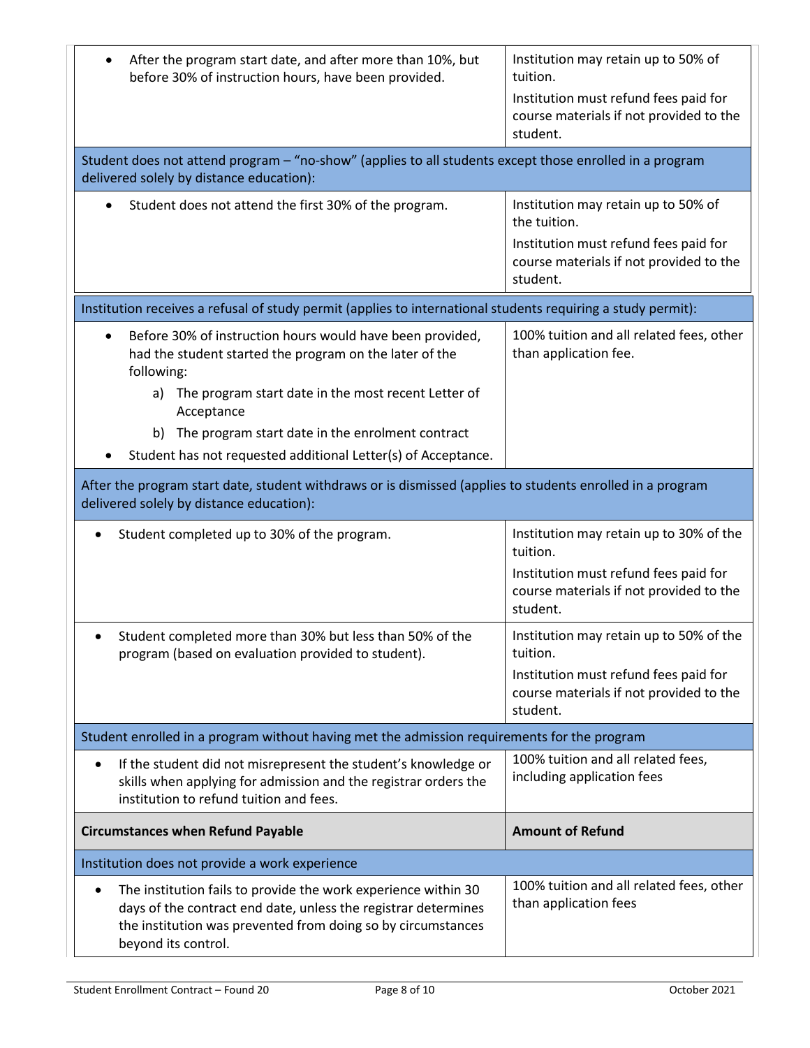| | |
|---|---|
| • After the program start date, and after more than 10%, but before 30% of instruction hours, have been provided. | Institution may retain up to 50% of tuition.<br><br>Institution must refund fees paid for course materials if not provided to the student. |
| **Student does not attend program – "no-show" (applies to all students except those enrolled in a program delivered solely by distance education):** | |
| • Student does not attend the first 30% of the program. | Institution may retain up to 50% of the tuition.<br><br>Institution must refund fees paid for course materials if not provided to the student. |
| **Institution receives a refusal of study permit (applies to international students requiring a study permit):** | |
| • Before 30% of instruction hours would have been provided, had the student started the program on the later of the following:<br>a) The program start date in the most recent Letter of Acceptance<br>b) The program start date in the enrolment contract<br>• Student has not requested additional Letter(s) of Acceptance. | 100% tuition and all related fees, other than application fee. |
| **After the program start date, student withdraws or is dismissed (applies to students enrolled in a program delivered solely by distance education):** | |
| • Student completed up to 30% of the program. | Institution may retain up to 30% of the tuition.<br><br>Institution must refund fees paid for course materials if not provided to the student. |
| • Student completed more than 30% but less than 50% of the program (based on evaluation provided to student). | Institution may retain up to 50% of the tuition.<br><br>Institution must refund fees paid for course materials if not provided to the student. |
| **Student enrolled in a program without having met the admission requirements for the program** | |
| • If the student did not misrepresent the student's knowledge or skills when applying for admission and the registrar orders the institution to refund tuition and fees. | 100% tuition and all related fees, including application fees |

| Circumstances when Refund Payable | Amount of Refund |
|---|---|
| **Institution does not provide a work experience** | |
| • The institution fails to provide the work experience within 30 days of the contract end date, unless the registrar determines the institution was prevented from doing so by circumstances beyond its control. | 100% tuition and all related fees, other than application fees |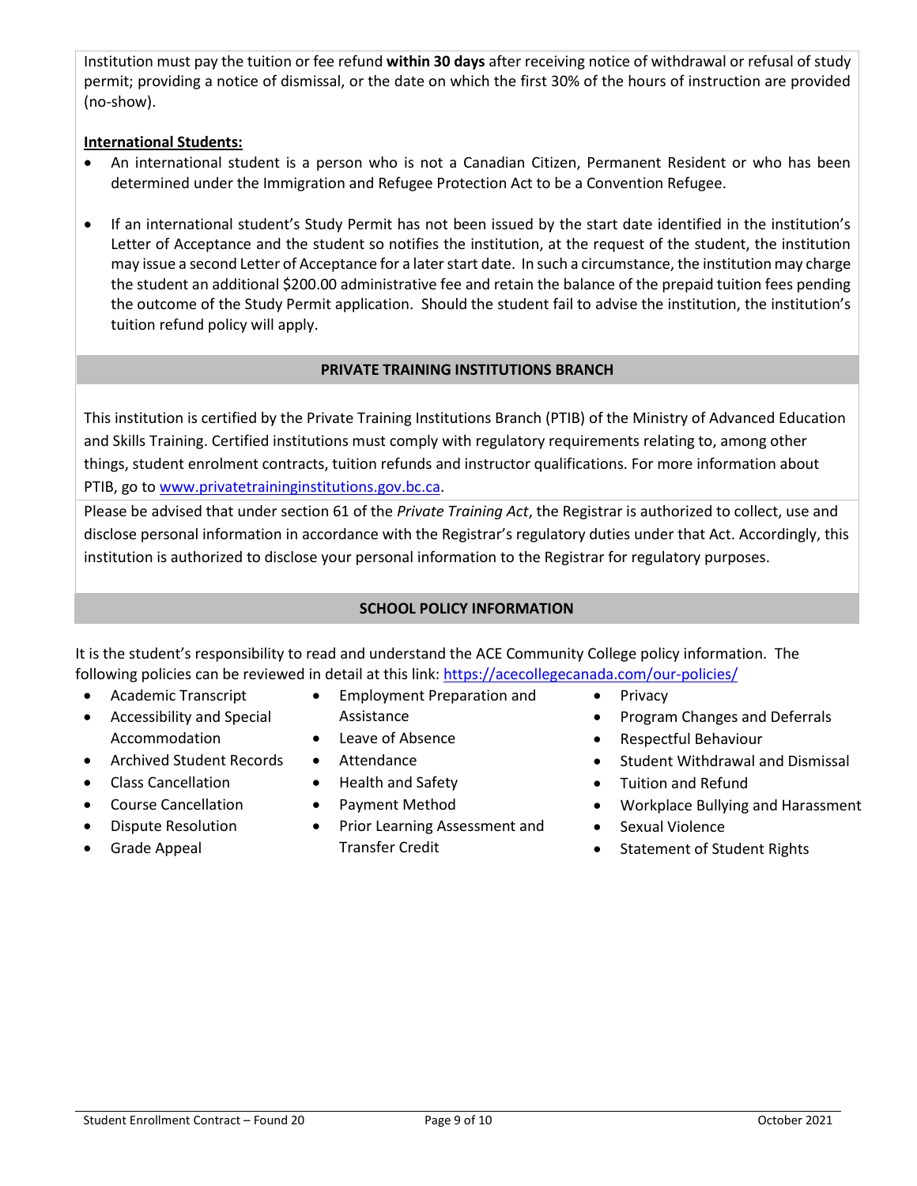Institution must pay the tuition or fee refund **within 30 days** after receiving notice of withdrawal or refusal of study permit; providing a notice of dismissal, or the date on which the first 30% of the hours of instruction are provided (no-show).

**International Students:**

- An international student is a person who is not a Canadian Citizen, Permanent Resident or who has been determined under the Immigration and Refugee Protection Act to be a Convention Refugee.
- If an international student's Study Permit has not been issued by the start date identified in the institution's Letter of Acceptance and the student so notifies the institution, at the request of the student, the institution may issue a second Letter of Acceptance for a later start date. In such a circumstance, the institution may charge the student an additional $200.00 administrative fee and retain the balance of the prepaid tuition fees pending the outcome of the Study Permit application. Should the student fail to advise the institution, the institution's tuition refund policy will apply.

## PRIVATE TRAINING INSTITUTIONS BRANCH

This institution is certified by the Private Training Institutions Branch (PTIB) of the Ministry of Advanced Education and Skills Training. Certified institutions must comply with regulatory requirements relating to, among other things, student enrolment contracts, tuition refunds and instructor qualifications. For more information about PTIB, go to www.privatetraininginstitutions.gov.bc.ca.

Please be advised that under section 61 of the *Private Training Act*, the Registrar is authorized to collect, use and disclose personal information in accordance with the Registrar's regulatory duties under that Act. Accordingly, this institution is authorized to disclose your personal information to the Registrar for regulatory purposes.

## SCHOOL POLICY INFORMATION

It is the student's responsibility to read and understand the ACE Community College policy information. The following policies can be reviewed in detail at this link: https://acecollegecanada.com/our-policies/

- Academic Transcript
- Accessibility and Special Accommodation
- Archived Student Records
- Class Cancellation
- Course Cancellation
- Dispute Resolution
- Grade Appeal
- Employment Preparation and Assistance
- Leave of Absence
- Attendance
- Health and Safety
- Payment Method
- Prior Learning Assessment and Transfer Credit
- Privacy
- Program Changes and Deferrals
- Respectful Behaviour
- Student Withdrawal and Dismissal
- Tuition and Refund
- Workplace Bullying and Harassment
- Sexual Violence
- Statement of Student Rights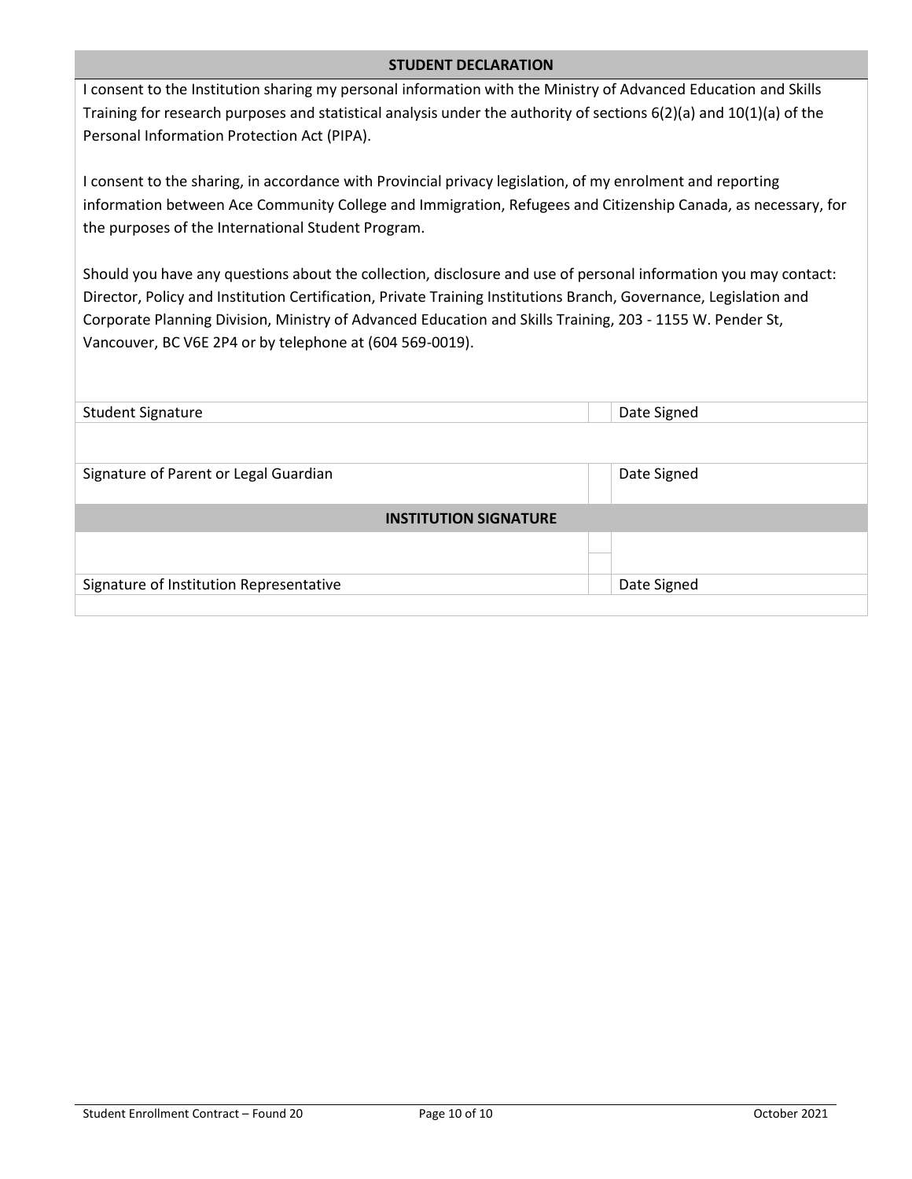## STUDENT DECLARATION

I consent to the Institution sharing my personal information with the Ministry of Advanced Education and Skills Training for research purposes and statistical analysis under the authority of sections 6(2)(a) and 10(1)(a) of the Personal Information Protection Act (PIPA).

I consent to the sharing, in accordance with Provincial privacy legislation, of my enrolment and reporting information between Ace Community College and Immigration, Refugees and Citizenship Canada, as necessary, for the purposes of the International Student Program.

Should you have any questions about the collection, disclosure and use of personal information you may contact: Director, Policy and Institution Certification, Private Training Institutions Branch, Governance, Legislation and Corporate Planning Division, Ministry of Advanced Education and Skills Training, 203 - 1155 W. Pender St, Vancouver, BC V6E 2P4 or by telephone at (604 569-0019).

| | | |
|---|---|---|
| Student Signature | | Date Signed |
| | | |
| Signature of Parent or Legal Guardian | | Date Signed |

## INSTITUTION SIGNATURE

| | | |
|---|---|---|
| | | |
| Signature of Institution Representative | | Date Signed |
| | | |